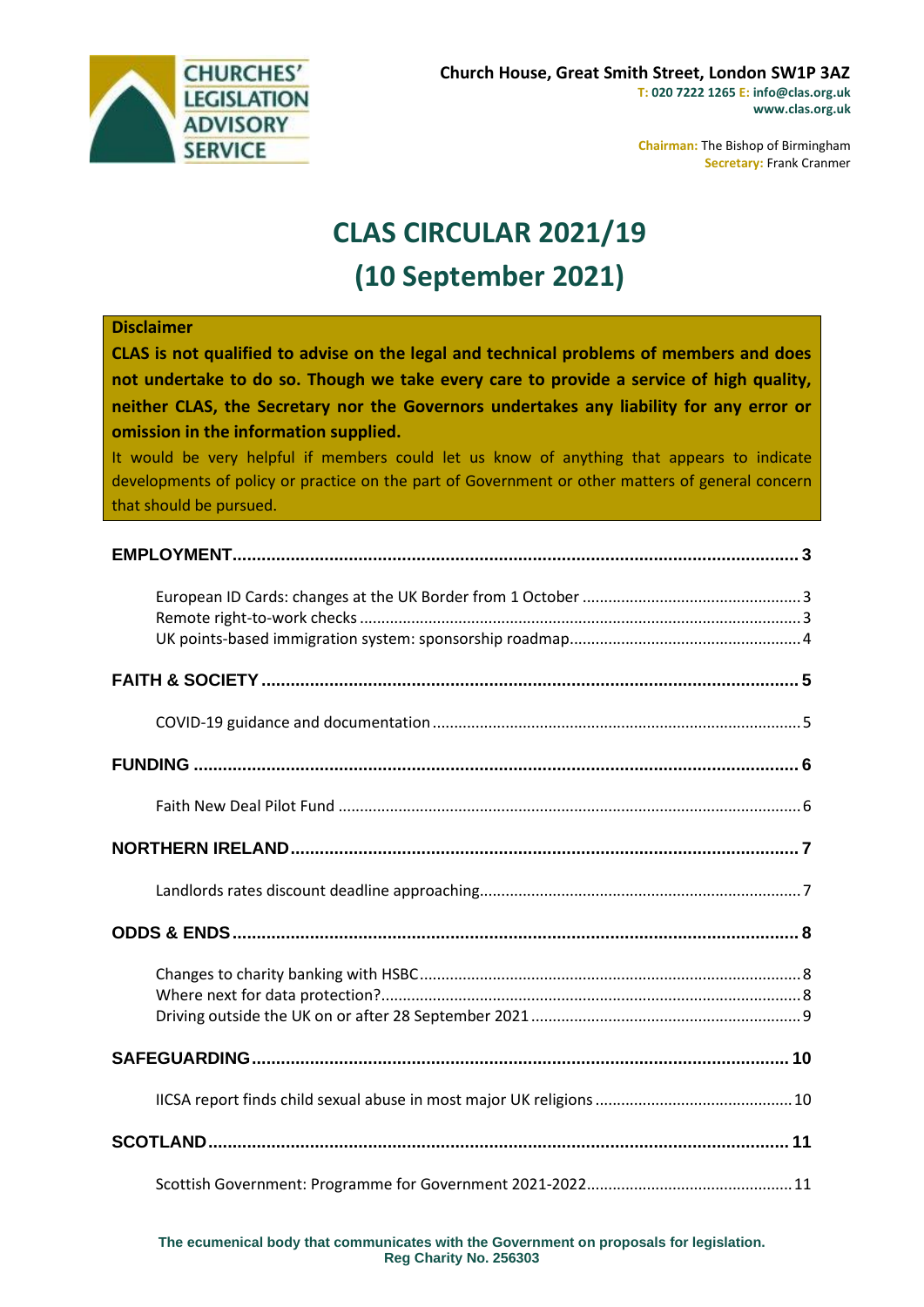CHURCHES' LEGISLATION ADVISORY SERVICE

**Church House, Great Smith Street, London SW1P 3AZ**
**T: 020 7222 1265 E: info@clas.org.uk**
**www.clas.org.uk**

**Chairman:** The Bishop of Birmingham
**Secretary:** Frank Cranmer

# CLAS CIRCULAR 2021/19
# (10 September 2021)

**Disclaimer**

**CLAS is not qualified to advise on the legal and technical problems of members and does not undertake to do so. Though we take every care to provide a service of high quality, neither CLAS, the Secretary nor the Governors undertakes any liability for any error or omission in the information supplied.**

It would be very helpful if members could let us know of anything that appears to indicate developments of policy or practice on the part of Government or other matters of general concern that should be pursued.

**EMPLOYMENT** .......... 3

- European ID Cards: changes at the UK Border from 1 October .......... 3
- Remote right-to-work checks .......... 3
- UK points-based immigration system: sponsorship roadmap .......... 4

**FAITH & SOCIETY** .......... 5

- COVID-19 guidance and documentation .......... 5

**FUNDING** .......... 6

- Faith New Deal Pilot Fund .......... 6

**NORTHERN IRELAND** .......... 7

- Landlords rates discount deadline approaching .......... 7

**ODDS & ENDS** .......... 8

- Changes to charity banking with HSBC .......... 8
- Where next for data protection? .......... 8
- Driving outside the UK on or after 28 September 2021 .......... 9

**SAFEGUARDING** .......... 10

- IICSA report finds child sexual abuse in most major UK religions .......... 10

**SCOTLAND** .......... 11

- Scottish Government: Programme for Government 2021-2022 .......... 11

**The ecumenical body that communicates with the Government on proposals for legislation.**
**Reg Charity No. 256303**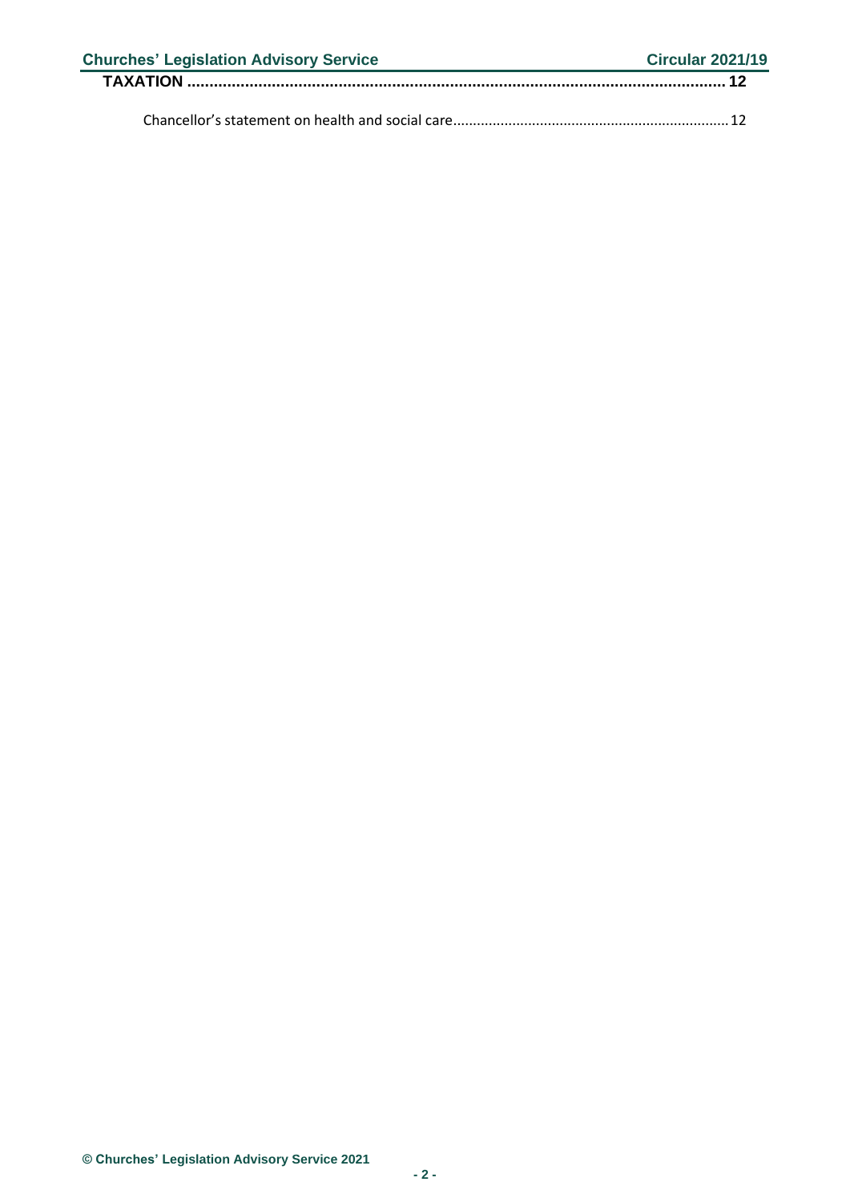**TAXATION ........................................................................................................................ 12**

Chancellor's statement on health and social care...................................................................... 12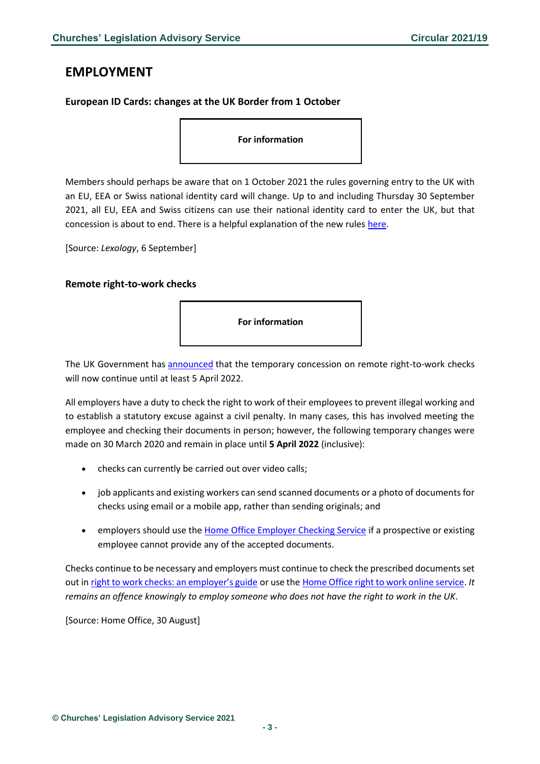## EMPLOYMENT

### European ID Cards: changes at the UK Border from 1 October

**For information**

Members should perhaps be aware that on 1 October 2021 the rules governing entry to the UK with an EU, EEA or Swiss national identity card will change. Up to and including Thursday 30 September 2021, all EU, EEA and Swiss citizens can use their national identity card to enter the UK, but that concession is about to end. There is a helpful explanation of the new rules here.

[Source: *Lexology*, 6 September]

### Remote right-to-work checks

**For information**

The UK Government has announced that the temporary concession on remote right-to-work checks will now continue until at least 5 April 2022.

All employers have a duty to check the right to work of their employees to prevent illegal working and to establish a statutory excuse against a civil penalty. In many cases, this has involved meeting the employee and checking their documents in person; however, the following temporary changes were made on 30 March 2020 and remain in place until **5 April 2022** (inclusive):

- checks can currently be carried out over video calls;
- job applicants and existing workers can send scanned documents or a photo of documents for checks using email or a mobile app, rather than sending originals; and
- employers should use the Home Office Employer Checking Service if a prospective or existing employee cannot provide any of the accepted documents.

Checks continue to be necessary and employers must continue to check the prescribed documents set out in right to work checks: an employer's guide or use the Home Office right to work online service. *It remains an offence knowingly to employ someone who does not have the right to work in the UK*.

[Source: Home Office, 30 August]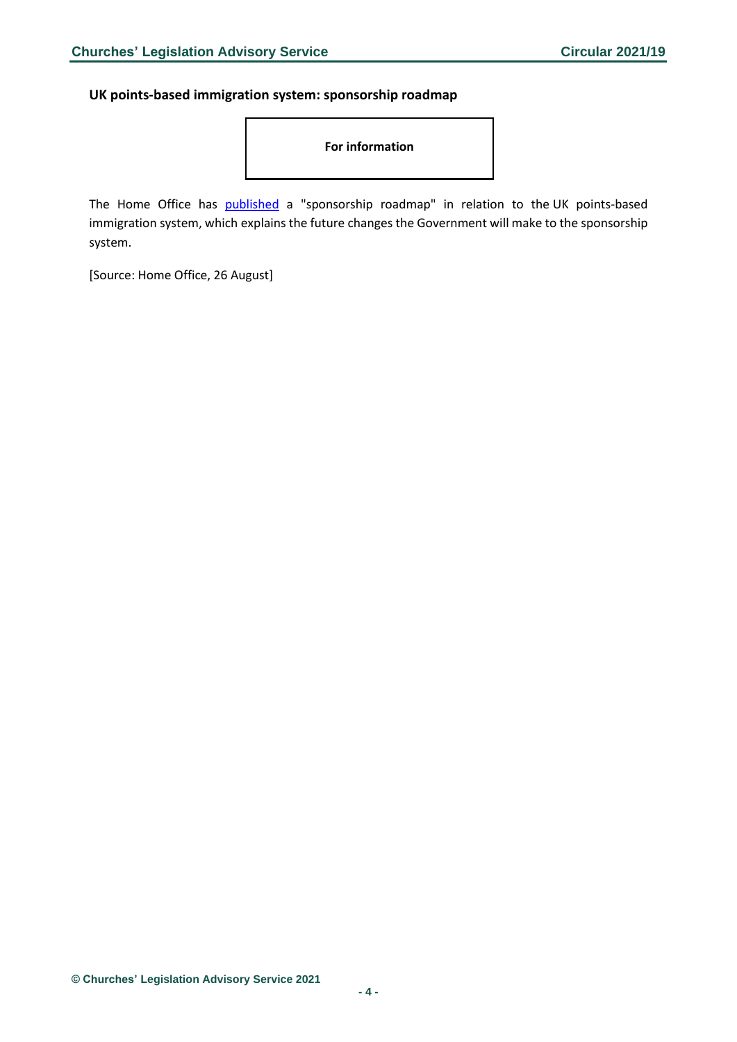### UK points-based immigration system: sponsorship roadmap

**For information**

The Home Office has published a "sponsorship roadmap" in relation to the UK points-based immigration system, which explains the future changes the Government will make to the sponsorship system.

[Source: Home Office, 26 August]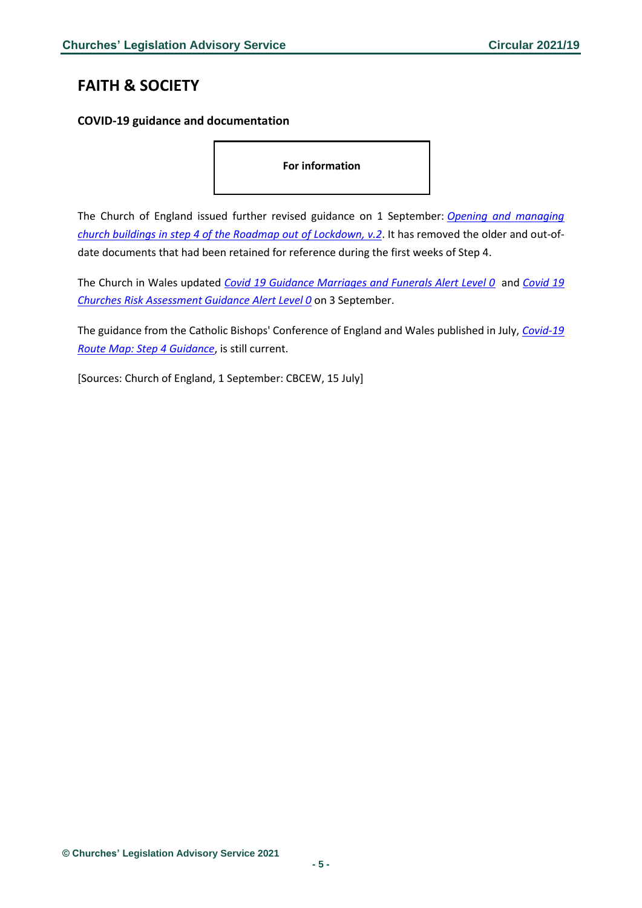## FAITH & SOCIETY

### COVID-19 guidance and documentation

**For information**

The Church of England issued further revised guidance on 1 September: *Opening and managing church buildings in step 4 of the Roadmap out of Lockdown, v.2*. It has removed the older and out-of-date documents that had been retained for reference during the first weeks of Step 4.

The Church in Wales updated *Covid 19 Guidance Marriages and Funerals Alert Level 0* and *Covid 19 Churches Risk Assessment Guidance Alert Level 0* on 3 September.

The guidance from the Catholic Bishops' Conference of England and Wales published in July, *Covid-19 Route Map: Step 4 Guidance*, is still current.

[Sources: Church of England, 1 September: CBCEW, 15 July]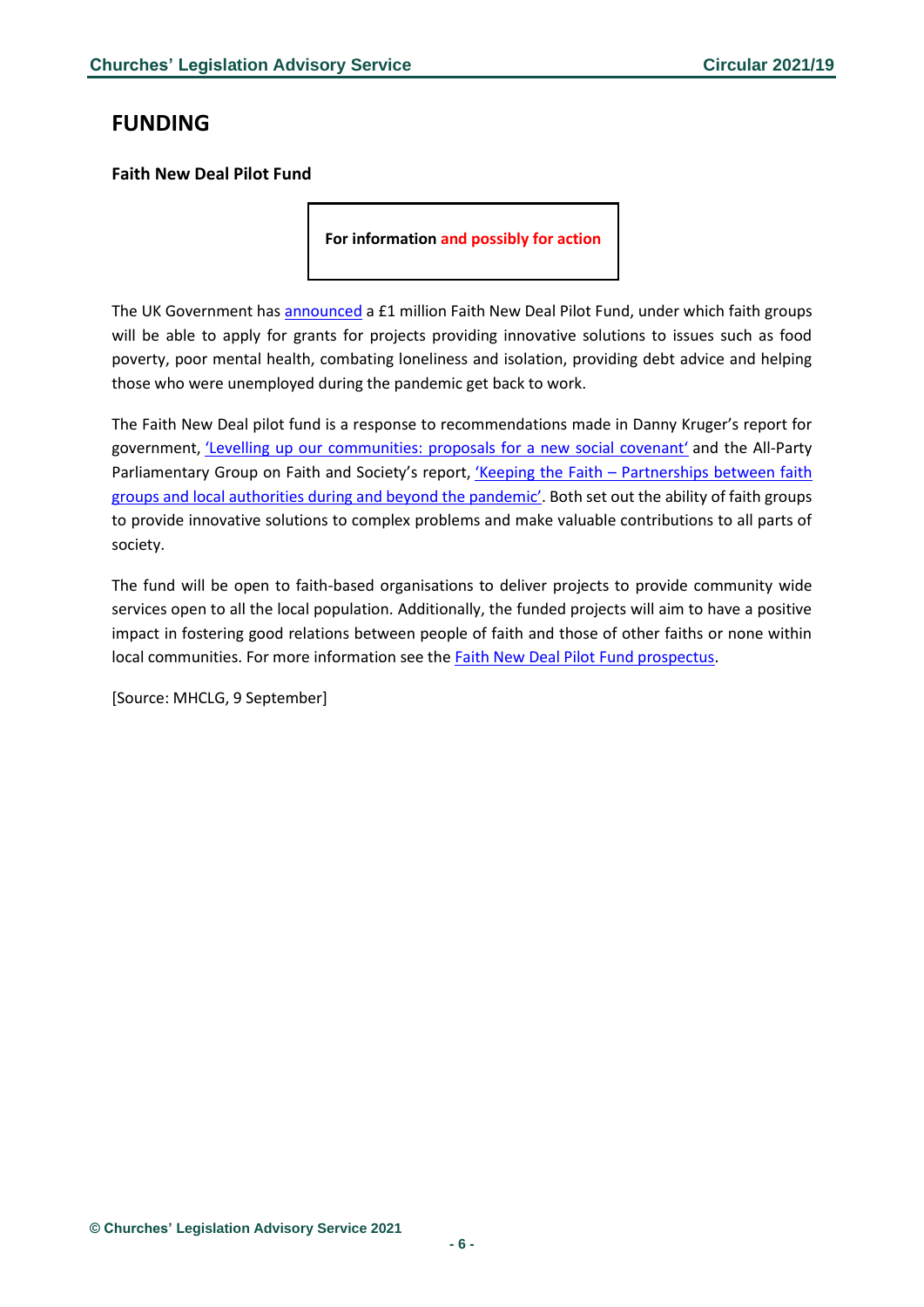## FUNDING

### Faith New Deal Pilot Fund

**For information and possibly for action**

The UK Government has announced a £1 million Faith New Deal Pilot Fund, under which faith groups will be able to apply for grants for projects providing innovative solutions to issues such as food poverty, poor mental health, combating loneliness and isolation, providing debt advice and helping those who were unemployed during the pandemic get back to work.

The Faith New Deal pilot fund is a response to recommendations made in Danny Kruger's report for government, 'Levelling up our communities: proposals for a new social covenant' and the All-Party Parliamentary Group on Faith and Society's report, 'Keeping the Faith – Partnerships between faith groups and local authorities during and beyond the pandemic'. Both set out the ability of faith groups to provide innovative solutions to complex problems and make valuable contributions to all parts of society.

The fund will be open to faith-based organisations to deliver projects to provide community wide services open to all the local population. Additionally, the funded projects will aim to have a positive impact in fostering good relations between people of faith and those of other faiths or none within local communities. For more information see the Faith New Deal Pilot Fund prospectus.

[Source: MHCLG, 9 September]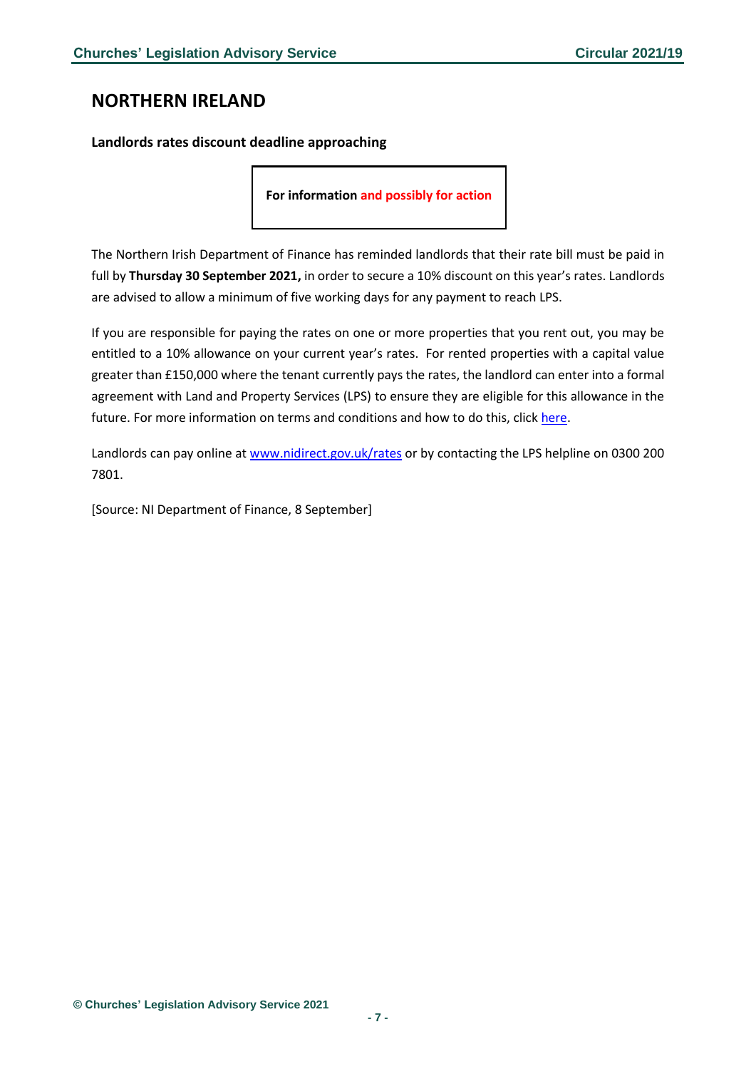## NORTHERN IRELAND

### Landlords rates discount deadline approaching

**For information and possibly for action**

The Northern Irish Department of Finance has reminded landlords that their rate bill must be paid in full by **Thursday 30 September 2021,** in order to secure a 10% discount on this year's rates. Landlords are advised to allow a minimum of five working days for any payment to reach LPS.

If you are responsible for paying the rates on one or more properties that you rent out, you may be entitled to a 10% allowance on your current year's rates. For rented properties with a capital value greater than £150,000 where the tenant currently pays the rates, the landlord can enter into a formal agreement with Land and Property Services (LPS) to ensure they are eligible for this allowance in the future. For more information on terms and conditions and how to do this, click here.

Landlords can pay online at www.nidirect.gov.uk/rates or by contacting the LPS helpline on 0300 200 7801.

[Source: NI Department of Finance, 8 September]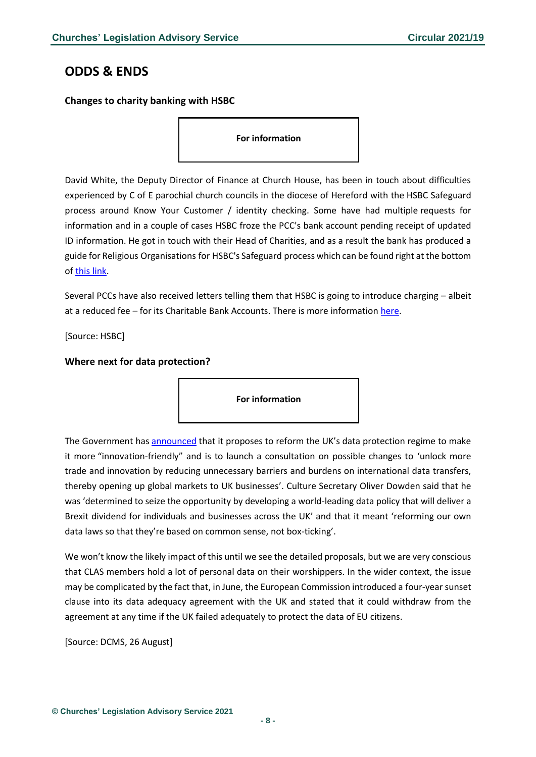## ODDS & ENDS

### Changes to charity banking with HSBC

**For information**

David White, the Deputy Director of Finance at Church House, has been in touch about difficulties experienced by C of E parochial church councils in the diocese of Hereford with the HSBC Safeguard process around Know Your Customer / identity checking. Some have had multiple requests for information and in a couple of cases HSBC froze the PCC's bank account pending receipt of updated ID information. He got in touch with their Head of Charities, and as a result the bank has produced a guide for Religious Organisations for HSBC's Safeguard process which can be found right at the bottom of this link.

Several PCCs have also received letters telling them that HSBC is going to introduce charging – albeit at a reduced fee – for its Charitable Bank Accounts. There is more information here.

[Source: HSBC]

### Where next for data protection?

**For information**

The Government has announced that it proposes to reform the UK's data protection regime to make it more "innovation-friendly" and is to launch a consultation on possible changes to 'unlock more trade and innovation by reducing unnecessary barriers and burdens on international data transfers, thereby opening up global markets to UK businesses'. Culture Secretary Oliver Dowden said that he was 'determined to seize the opportunity by developing a world-leading data policy that will deliver a Brexit dividend for individuals and businesses across the UK' and that it meant 'reforming our own data laws so that they're based on common sense, not box-ticking'.

We won't know the likely impact of this until we see the detailed proposals, but we are very conscious that CLAS members hold a lot of personal data on their worshippers. In the wider context, the issue may be complicated by the fact that, in June, the European Commission introduced a four-year sunset clause into its data adequacy agreement with the UK and stated that it could withdraw from the agreement at any time if the UK failed adequately to protect the data of EU citizens.

[Source: DCMS, 26 August]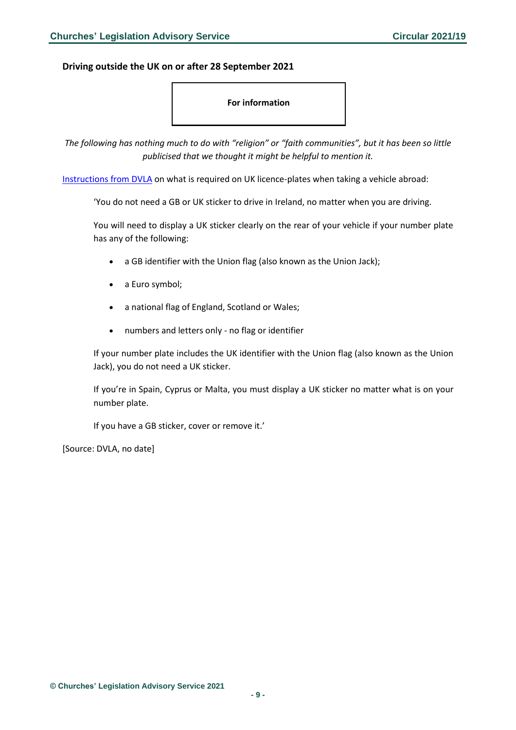## Driving outside the UK on or after 28 September 2021

**For information**

*The following has nothing much to do with "religion" or "faith communities", but it has been so little publicised that we thought it might be helpful to mention it.*

Instructions from DVLA on what is required on UK licence-plates when taking a vehicle abroad:

> 'You do not need a GB or UK sticker to drive in Ireland, no matter when you are driving.
>
> You will need to display a UK sticker clearly on the rear of your vehicle if your number plate has any of the following:
>
> - a GB identifier with the Union flag (also known as the Union Jack);
> - a Euro symbol;
> - a national flag of England, Scotland or Wales;
> - numbers and letters only - no flag or identifier
>
> If your number plate includes the UK identifier with the Union flag (also known as the Union Jack), you do not need a UK sticker.
>
> If you're in Spain, Cyprus or Malta, you must display a UK sticker no matter what is on your number plate.
>
> If you have a GB sticker, cover or remove it.'

[Source: DVLA, no date]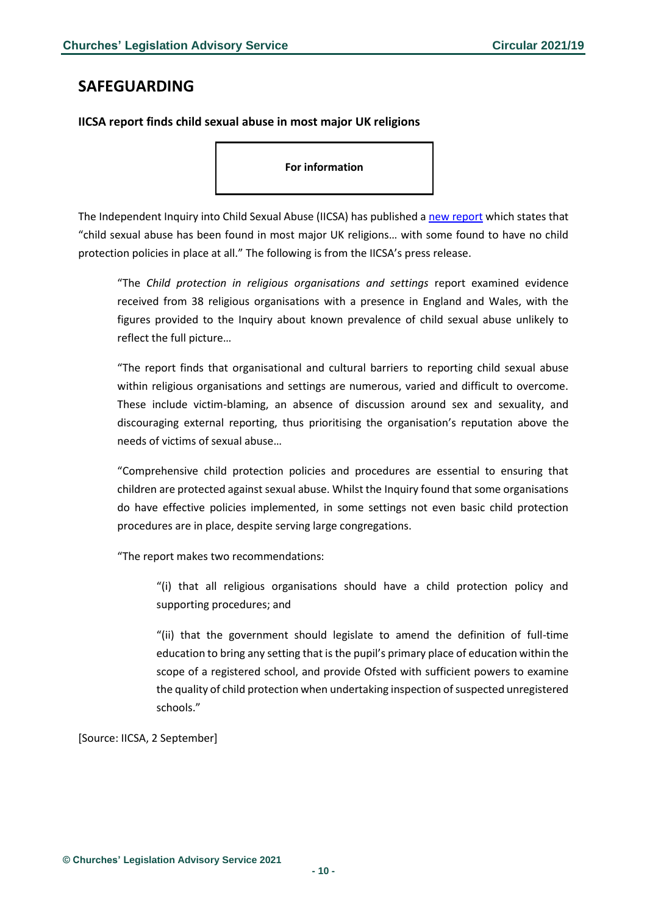## SAFEGUARDING

### IICSA report finds child sexual abuse in most major UK religions

**For information**

The Independent Inquiry into Child Sexual Abuse (IICSA) has published a new report which states that "child sexual abuse has been found in most major UK religions… with some found to have no child protection policies in place at all." The following is from the IICSA's press release.

> "The *Child protection in religious organisations and settings* report examined evidence received from 38 religious organisations with a presence in England and Wales, with the figures provided to the Inquiry about known prevalence of child sexual abuse unlikely to reflect the full picture…
>
> "The report finds that organisational and cultural barriers to reporting child sexual abuse within religious organisations and settings are numerous, varied and difficult to overcome. These include victim-blaming, an absence of discussion around sex and sexuality, and discouraging external reporting, thus prioritising the organisation's reputation above the needs of victims of sexual abuse…
>
> "Comprehensive child protection policies and procedures are essential to ensuring that children are protected against sexual abuse. Whilst the Inquiry found that some organisations do have effective policies implemented, in some settings not even basic child protection procedures are in place, despite serving large congregations.
>
> "The report makes two recommendations:
>
> > "(i) that all religious organisations should have a child protection policy and supporting procedures; and
> >
> > "(ii) that the government should legislate to amend the definition of full-time education to bring any setting that is the pupil's primary place of education within the scope of a registered school, and provide Ofsted with sufficient powers to examine the quality of child protection when undertaking inspection of suspected unregistered schools."

[Source: IICSA, 2 September]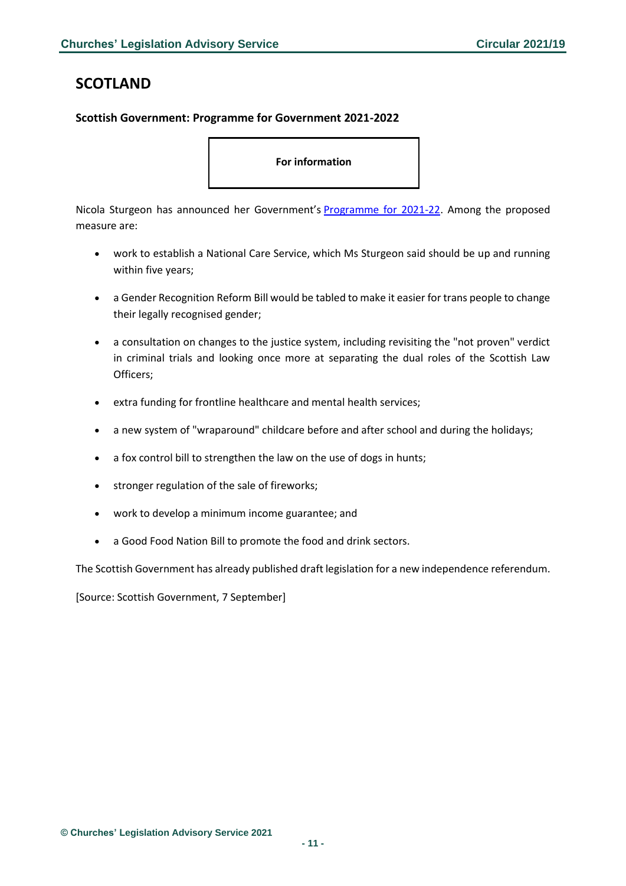# SCOTLAND

### Scottish Government: Programme for Government 2021-2022

**For information**

Nicola Sturgeon has announced her Government's Programme for 2021-22. Among the proposed measure are:

- work to establish a National Care Service, which Ms Sturgeon said should be up and running within five years;
- a Gender Recognition Reform Bill would be tabled to make it easier for trans people to change their legally recognised gender;
- a consultation on changes to the justice system, including revisiting the "not proven" verdict in criminal trials and looking once more at separating the dual roles of the Scottish Law Officers;
- extra funding for frontline healthcare and mental health services;
- a new system of "wraparound" childcare before and after school and during the holidays;
- a fox control bill to strengthen the law on the use of dogs in hunts;
- stronger regulation of the sale of fireworks;
- work to develop a minimum income guarantee; and
- a Good Food Nation Bill to promote the food and drink sectors.

The Scottish Government has already published draft legislation for a new independence referendum.

[Source: Scottish Government, 7 September]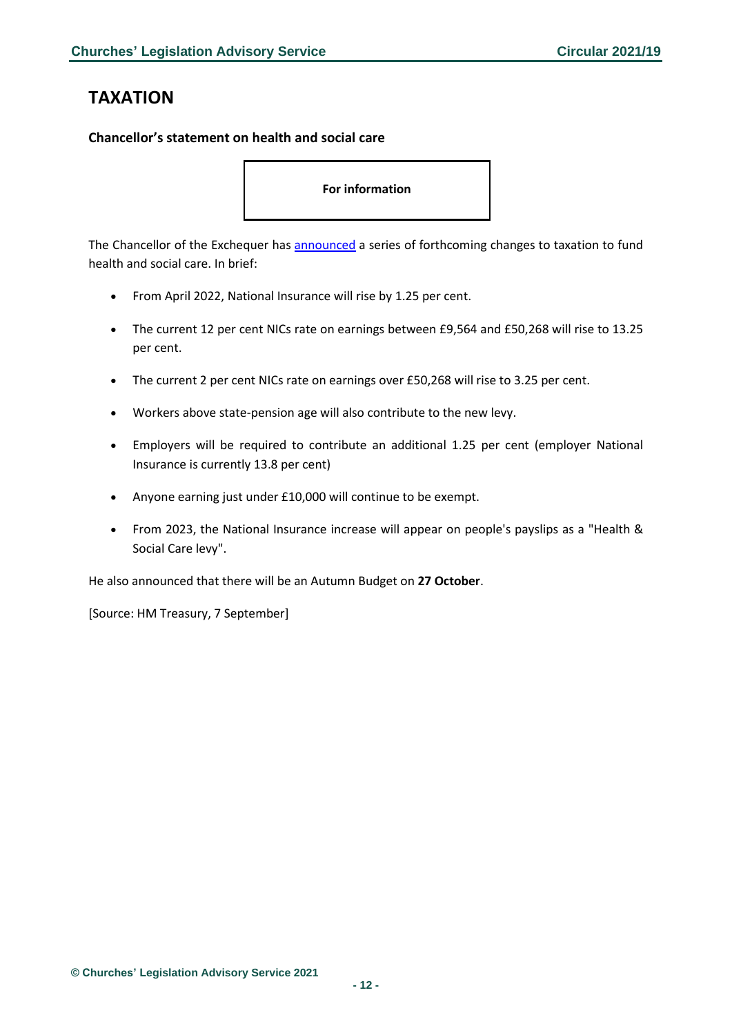# TAXATION

### Chancellor's statement on health and social care

**For information**

The Chancellor of the Exchequer has announced a series of forthcoming changes to taxation to fund health and social care. In brief:

- From April 2022, National Insurance will rise by 1.25 per cent.
- The current 12 per cent NICs rate on earnings between £9,564 and £50,268 will rise to 13.25 per cent.
- The current 2 per cent NICs rate on earnings over £50,268 will rise to 3.25 per cent.
- Workers above state-pension age will also contribute to the new levy.
- Employers will be required to contribute an additional 1.25 per cent (employer National Insurance is currently 13.8 per cent)
- Anyone earning just under £10,000 will continue to be exempt.
- From 2023, the National Insurance increase will appear on people's payslips as a "Health & Social Care levy".

He also announced that there will be an Autumn Budget on **27 October**.

[Source: HM Treasury, 7 September]